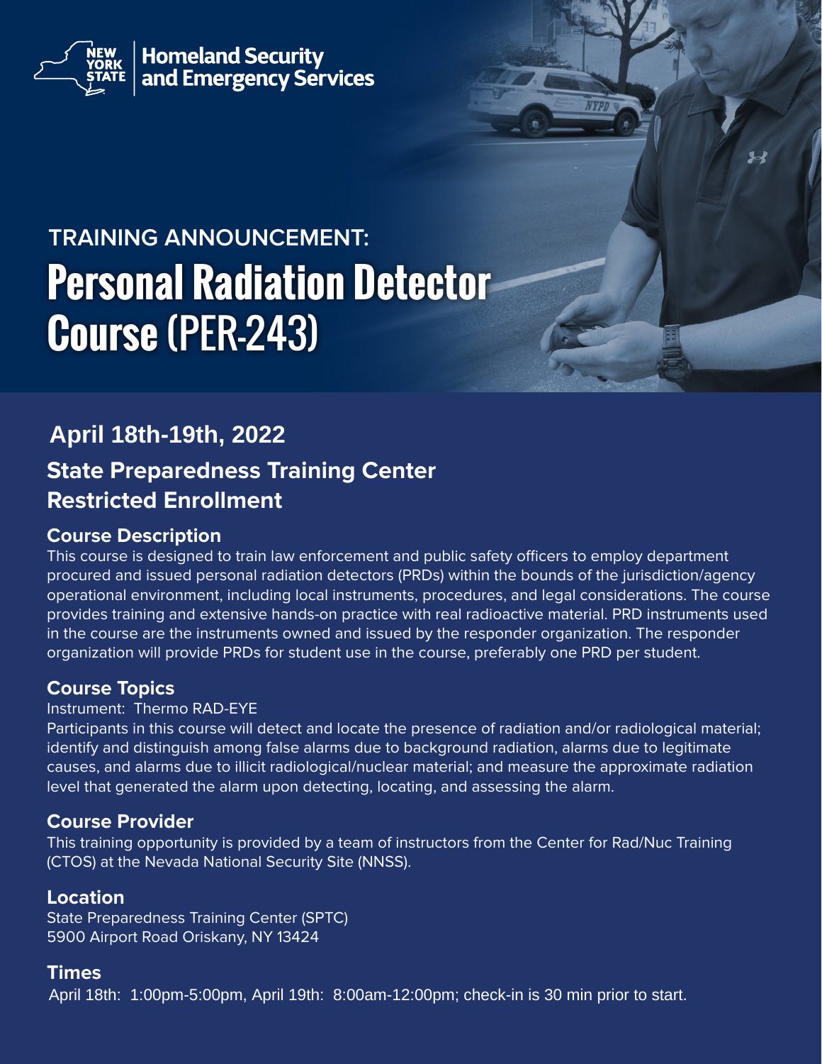NEW YORK STATE | Homeland Security and Emergency Services

## TRAINING ANNOUNCEMENT:

# Personal Radiation Detector Course (PER-243)

## April 18th-19th, 2022

## State Preparedness Training Center
## Restricted Enrollment

### Course Description

This course is designed to train law enforcement and public safety officers to employ department procured and issued personal radiation detectors (PRDs) within the bounds of the jurisdiction/agency operational environment, including local instruments, procedures, and legal considerations. The course provides training and extensive hands-on practice with real radioactive material. PRD instruments used in the course are the instruments owned and issued by the responder organization. The responder organization will provide PRDs for student use in the course, preferably one PRD per student.

### Course Topics

Instrument: Thermo RAD-EYE

Participants in this course will detect and locate the presence of radiation and/or radiological material; identify and distinguish among false alarms due to background radiation, alarms due to legitimate causes, and alarms due to illicit radiological/nuclear material; and measure the approximate radiation level that generated the alarm upon detecting, locating, and assessing the alarm.

### Course Provider

This training opportunity is provided by a team of instructors from the Center for Rad/Nuc Training (CTOS) at the Nevada National Security Site (NNSS).

### Location

State Preparedness Training Center (SPTC)
5900 Airport Road Oriskany, NY 13424

### Times

April 18th: 1:00pm-5:00pm, April 19th: 8:00am-12:00pm; check-in is 30 min prior to start.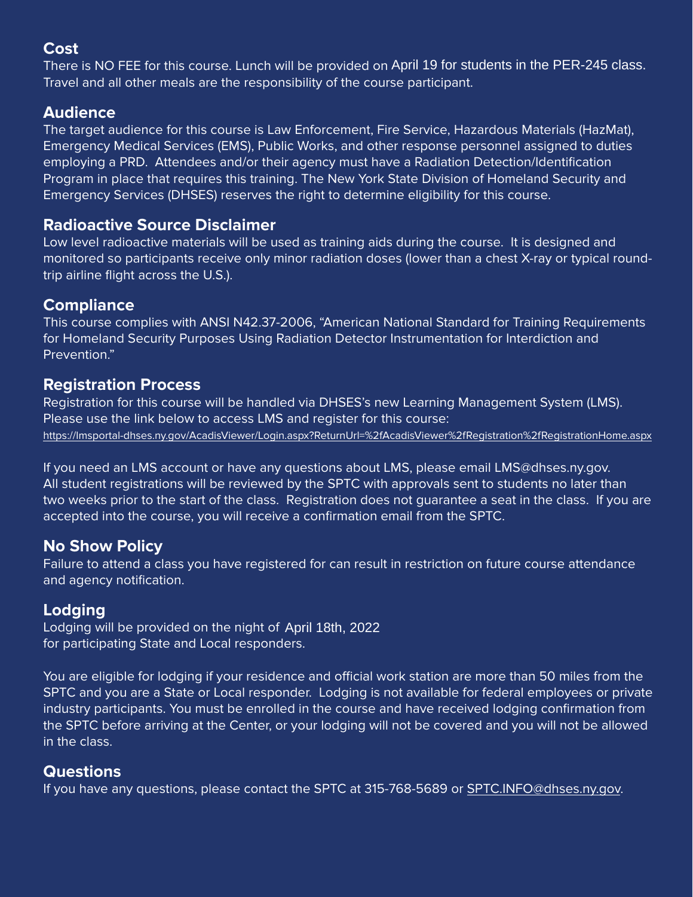## Cost

There is NO FEE for this course. Lunch will be provided on April 19 for students in the PER-245 class. Travel and all other meals are the responsibility of the course participant.

## Audience

The target audience for this course is Law Enforcement, Fire Service, Hazardous Materials (HazMat), Emergency Medical Services (EMS), Public Works, and other response personnel assigned to duties employing a PRD. Attendees and/or their agency must have a Radiation Detection/Identification Program in place that requires this training. The New York State Division of Homeland Security and Emergency Services (DHSES) reserves the right to determine eligibility for this course.

## Radioactive Source Disclaimer

Low level radioactive materials will be used as training aids during the course. It is designed and monitored so participants receive only minor radiation doses (lower than a chest X-ray or typical round-trip airline flight across the U.S.).

## Compliance

This course complies with ANSI N42.37-2006, "American National Standard for Training Requirements for Homeland Security Purposes Using Radiation Detector Instrumentation for Interdiction and Prevention."

## Registration Process

Registration for this course will be handled via DHSES's new Learning Management System (LMS). Please use the link below to access LMS and register for this course:
https://lmsportal-dhses.ny.gov/AcadisViewer/Login.aspx?ReturnUrl=%2fAcadisViewer%2fRegistration%2fRegistrationHome.aspx

If you need an LMS account or have any questions about LMS, please email LMS@dhses.ny.gov. All student registrations will be reviewed by the SPTC with approvals sent to students no later than two weeks prior to the start of the class. Registration does not guarantee a seat in the class. If you are accepted into the course, you will receive a confirmation email from the SPTC.

## No Show Policy

Failure to attend a class you have registered for can result in restriction on future course attendance and agency notification.

## Lodging

Lodging will be provided on the night of April 18th, 2022
for participating State and Local responders.

You are eligible for lodging if your residence and official work station are more than 50 miles from the SPTC and you are a State or Local responder. Lodging is not available for federal employees or private industry participants. You must be enrolled in the course and have received lodging confirmation from the SPTC before arriving at the Center, or your lodging will not be covered and you will not be allowed in the class.

## Questions

If you have any questions, please contact the SPTC at 315-768-5689 or SPTC.INFO@dhses.ny.gov.